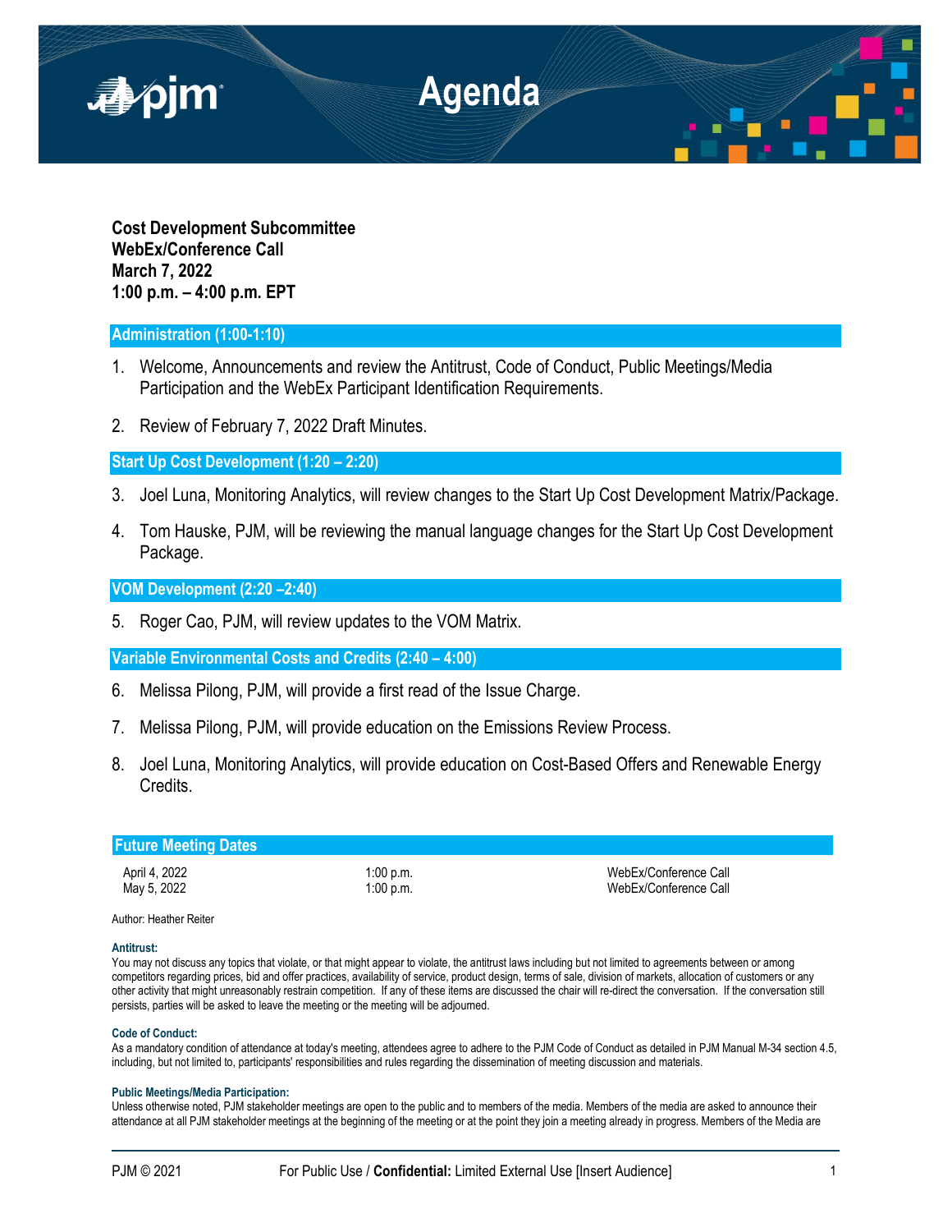# Agenda

**Cost Development Subcommittee**
**WebEx/Conference Call**
**March 7, 2022**
**1:00 p.m. – 4:00 p.m. EPT**

## Administration (1:00-1:10)

1. Welcome, Announcements and review the Antitrust, Code of Conduct, Public Meetings/Media Participation and the WebEx Participant Identification Requirements.

2. Review of February 7, 2022 Draft Minutes.

## Start Up Cost Development (1:20 – 2:20)

3. Joel Luna, Monitoring Analytics, will review changes to the Start Up Cost Development Matrix/Package.

4. Tom Hauske, PJM, will be reviewing the manual language changes for the Start Up Cost Development Package.

## VOM Development (2:20 –2:40)

5. Roger Cao, PJM, will review updates to the VOM Matrix.

## Variable Environmental Costs and Credits (2:40 – 4:00)

6. Melissa Pilong, PJM, will provide a first read of the Issue Charge.

7. Melissa Pilong, PJM, will provide education on the Emissions Review Process.

8. Joel Luna, Monitoring Analytics, will provide education on Cost-Based Offers and Renewable Energy Credits.

## Future Meeting Dates

| | | |
|---|---|---|
| April 4, 2022 | 1:00 p.m. | WebEx/Conference Call |
| May 5, 2022 | 1:00 p.m. | WebEx/Conference Call |

Author: Heather Reiter

**Antitrust:**
You may not discuss any topics that violate, or that might appear to violate, the antitrust laws including but not limited to agreements between or among competitors regarding prices, bid and offer practices, availability of service, product design, terms of sale, division of markets, allocation of customers or any other activity that might unreasonably restrain competition. If any of these items are discussed the chair will re-direct the conversation. If the conversation still persists, parties will be asked to leave the meeting or the meeting will be adjourned.

**Code of Conduct:**
As a mandatory condition of attendance at today's meeting, attendees agree to adhere to the PJM Code of Conduct as detailed in PJM Manual M-34 section 4.5, including, but not limited to, participants' responsibilities and rules regarding the dissemination of meeting discussion and materials.

**Public Meetings/Media Participation:**
Unless otherwise noted, PJM stakeholder meetings are open to the public and to members of the media. Members of the media are asked to announce their attendance at all PJM stakeholder meetings at the beginning of the meeting or at the point they join a meeting already in progress. Members of the Media are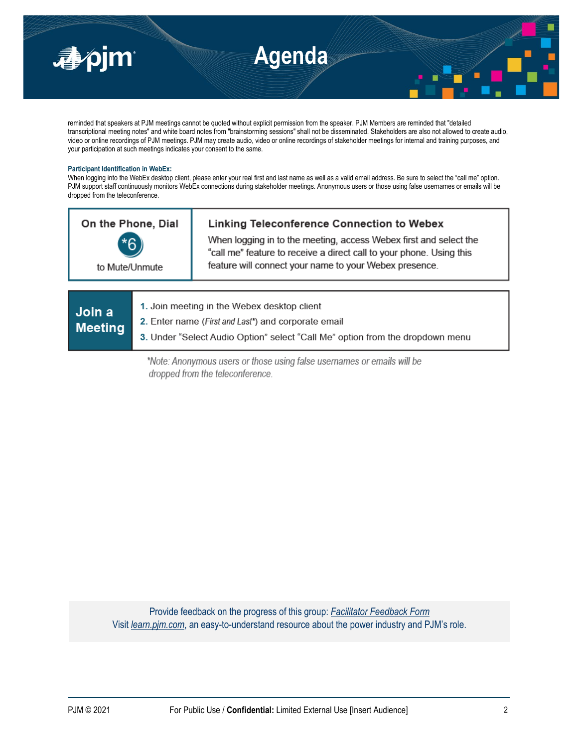reminded that speakers at PJM meetings cannot be quoted without explicit permission from the speaker. PJM Members are reminded that "detailed transcriptional meeting notes" and white board notes from "brainstorming sessions" shall not be disseminated. Stakeholders are also not allowed to create audio, video or online recordings of PJM meetings. PJM may create audio, video or online recordings of stakeholder meetings for internal and training purposes, and your participation at such meetings indicates your consent to the same.

**Participant Identification in WebEx:**

When logging into the WebEx desktop client, please enter your real first and last name as well as a valid email address. Be sure to select the "call me" option. PJM support staff continuously monitors WebEx connections during stakeholder meetings. Anonymous users or those using false usernames or emails will be dropped from the teleconference.

| On the Phone, Dial | Linking Teleconference Connection to Webex |
| --- | --- |
| *6 to Mute/Unmute | When logging in to the meeting, access Webex first and select the "call me" feature to receive a direct call to your phone. Using this feature will connect your name to your Webex presence. |

**Join a Meeting**

1. Join meeting in the Webex desktop client
2. Enter name (*First and Last**) and corporate email
3. Under "Select Audio Option" select "Call Me" option from the dropdown menu

*\*Note: Anonymous users or those using false usernames or emails will be dropped from the teleconference.*

Provide feedback on the progress of this group: *Facilitator Feedback Form*

Visit *learn.pjm.com*, an easy-to-understand resource about the power industry and PJM's role.